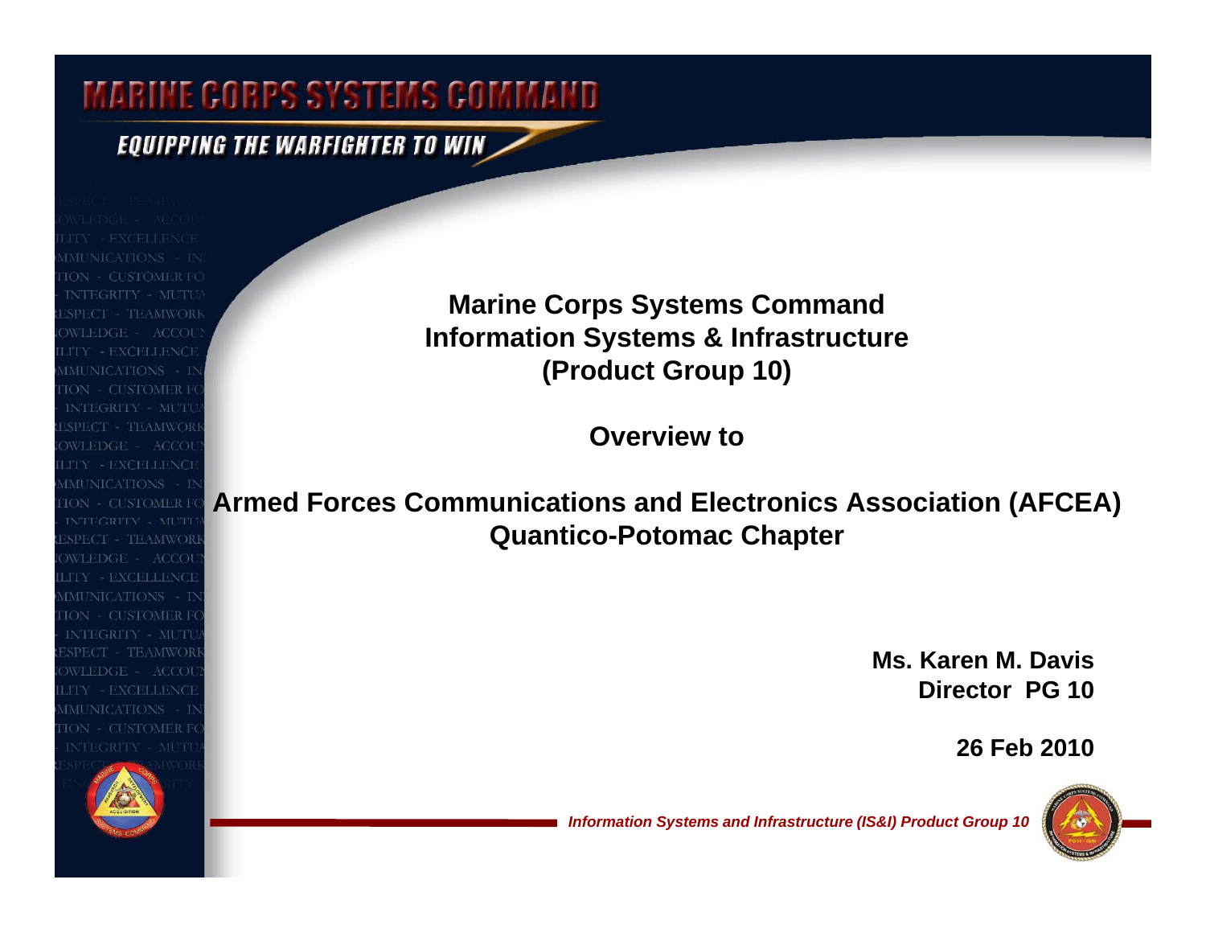# Marine Corps Systems Command

*EQUIPPING THE WARFIGHTER TO WIN*

**Marine Corps Systems Command**
**Information Systems & Infrastructure**
**(Product Group 10)**

**Overview to**

**Armed Forces Communications and Electronics Association (AFCEA)**
**Quantico-Potomac Chapter**

**Ms. Karen M. Davis**
**Director PG 10**

**26 Feb 2010**

*Information Systems and Infrastructure (IS&I) Product Group 10*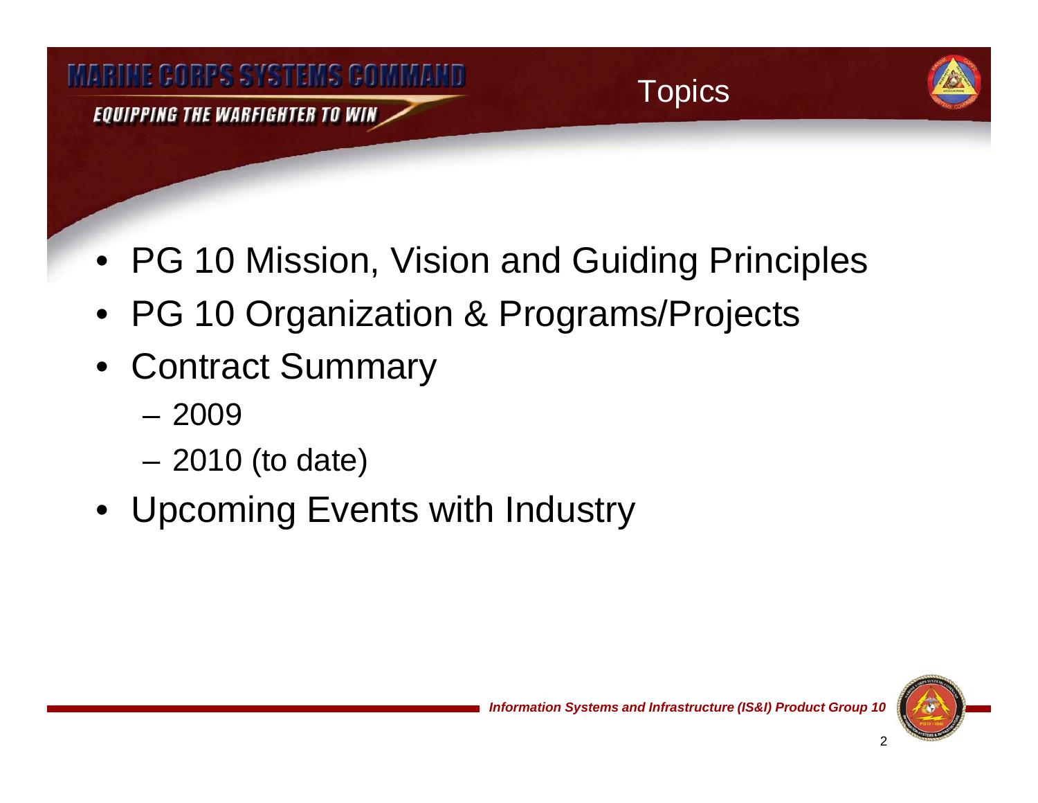# Topics

- PG 10 Mission, Vision and Guiding Principles
- PG 10 Organization & Programs/Projects
- Contract Summary
  - 2009
  - 2010 (to date)
- Upcoming Events with Industry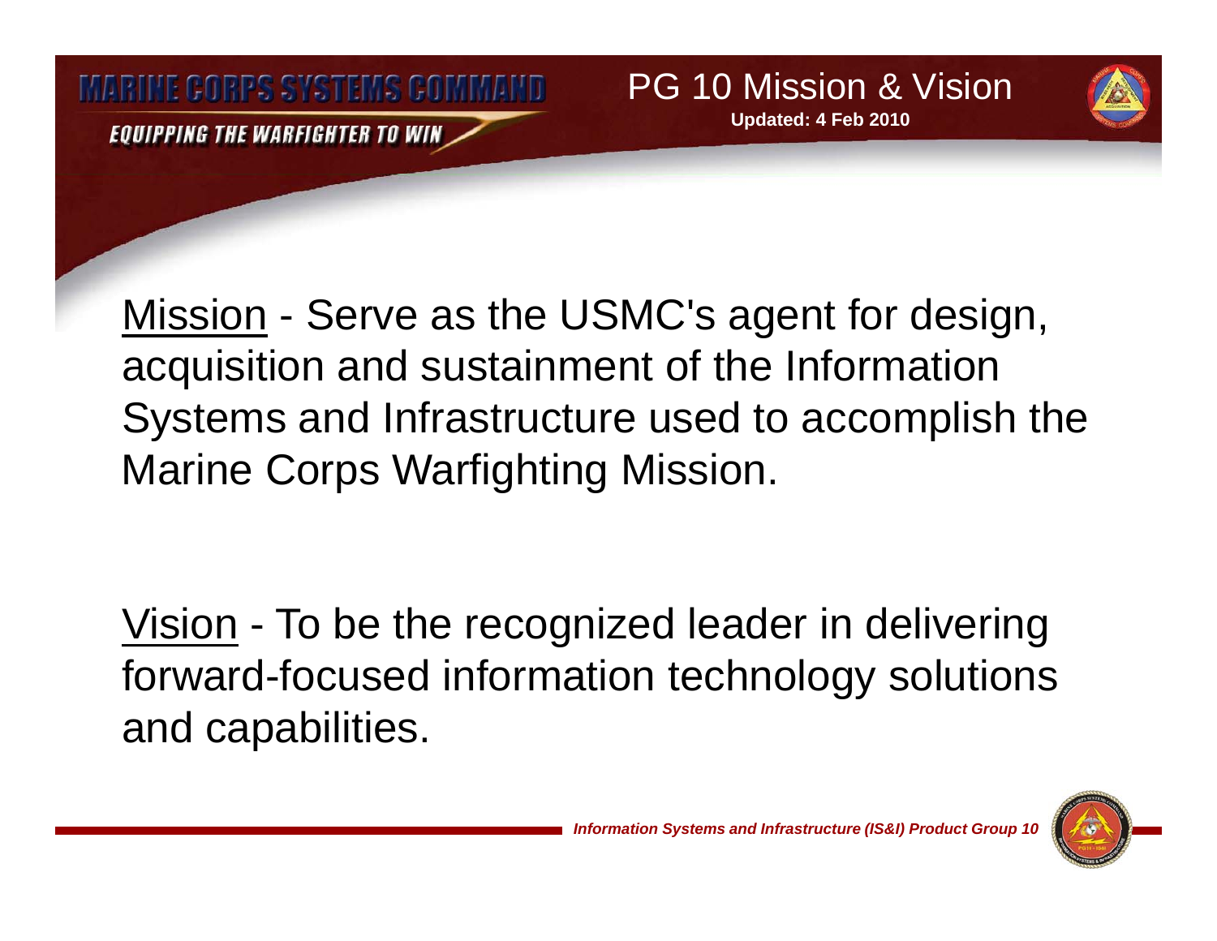# PG 10 Mission & Vision

**Updated: 4 Feb 2010**

Mission - Serve as the USMC's agent for design, acquisition and sustainment of the Information Systems and Infrastructure used to accomplish the Marine Corps Warfighting Mission.

Vision - To be the recognized leader in delivering forward-focused information technology solutions and capabilities.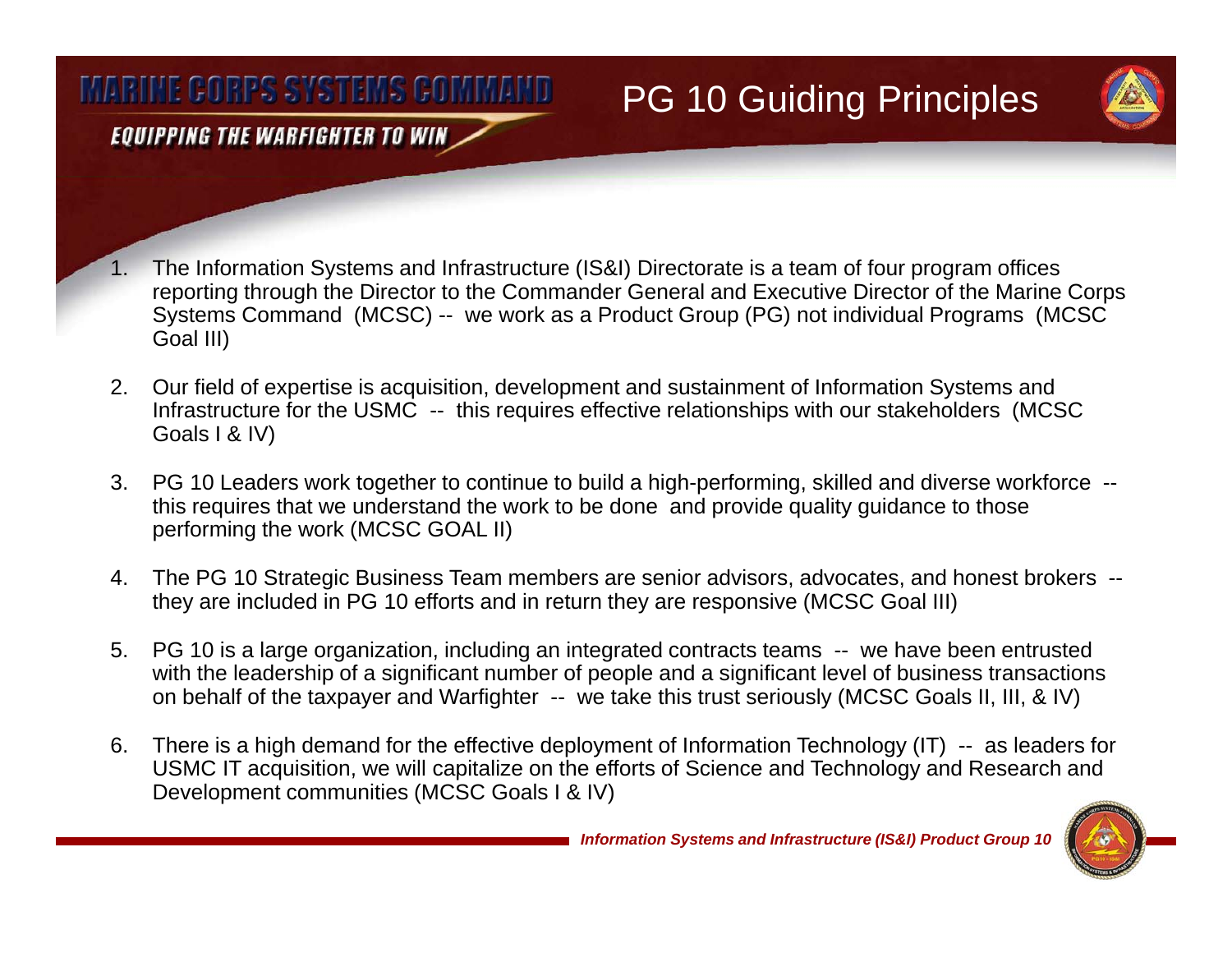# PG 10 Guiding Principles

1. The Information Systems and Infrastructure (IS&I) Directorate is a team of four program offices reporting through the Director to the Commander General and Executive Director of the Marine Corps Systems Command (MCSC) -- we work as a Product Group (PG) not individual Programs (MCSC Goal III)

2. Our field of expertise is acquisition, development and sustainment of Information Systems and Infrastructure for the USMC -- this requires effective relationships with our stakeholders (MCSC Goals I & IV)

3. PG 10 Leaders work together to continue to build a high-performing, skilled and diverse workforce -- this requires that we understand the work to be done and provide quality guidance to those performing the work (MCSC GOAL II)

4. The PG 10 Strategic Business Team members are senior advisors, advocates, and honest brokers -- they are included in PG 10 efforts and in return they are responsive (MCSC Goal III)

5. PG 10 is a large organization, including an integrated contracts teams -- we have been entrusted with the leadership of a significant number of people and a significant level of business transactions on behalf of the taxpayer and Warfighter -- we take this trust seriously (MCSC Goals II, III, & IV)

6. There is a high demand for the effective deployment of Information Technology (IT) -- as leaders for USMC IT acquisition, we will capitalize on the efforts of Science and Technology and Research and Development communities (MCSC Goals I & IV)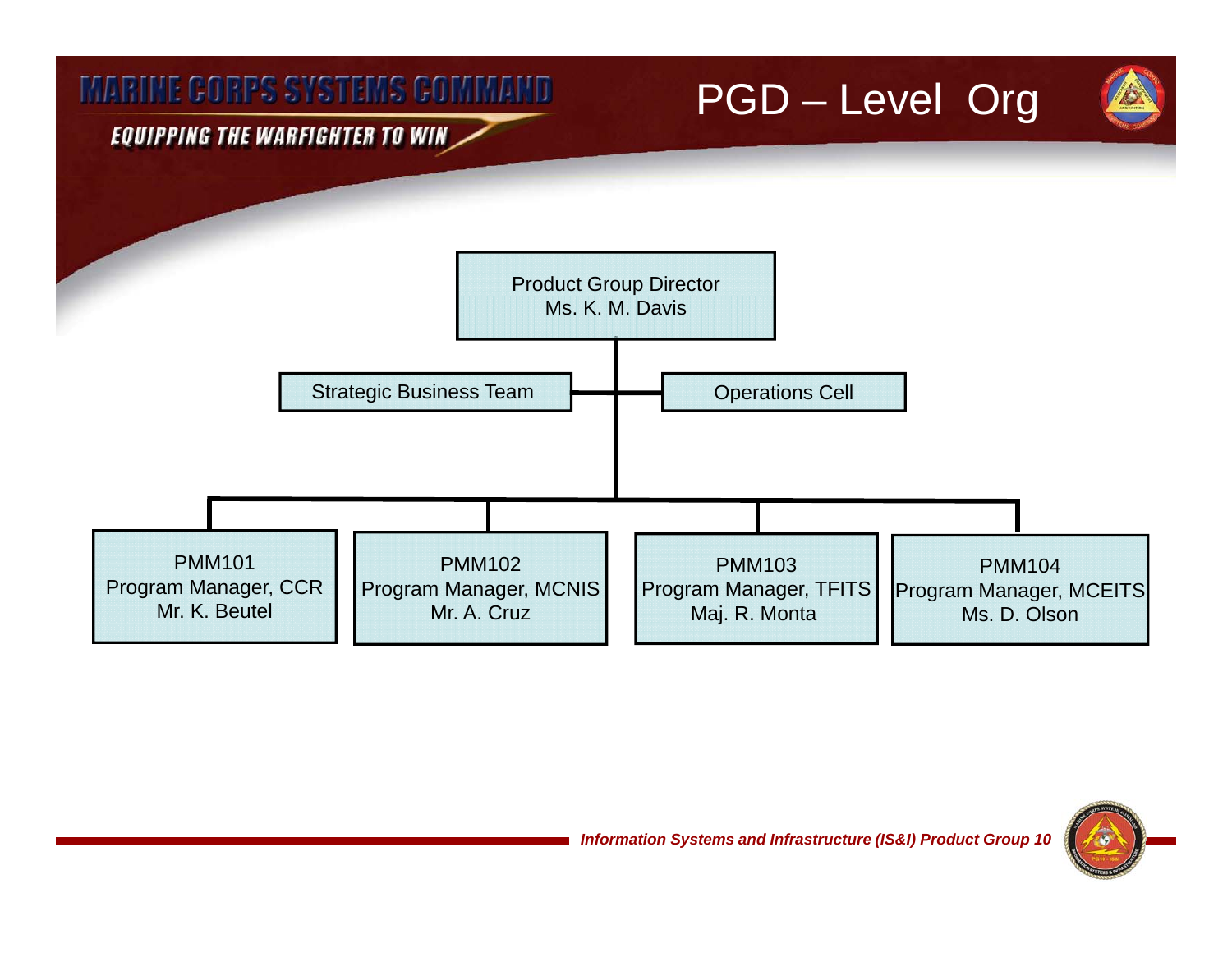# PGD – Level Org

- **Product Group Director** — Ms. K. M. Davis
  - Strategic Business Team
  - Operations Cell
  - **PMM101** — Program Manager, CCR — Mr. K. Beutel
  - **PMM102** — Program Manager, MCNIS — Mr. A. Cruz
  - **PMM103** — Program Manager, TFITS — Maj. R. Monta
  - **PMM104** — Program Manager, MCEITS — Ms. D. Olson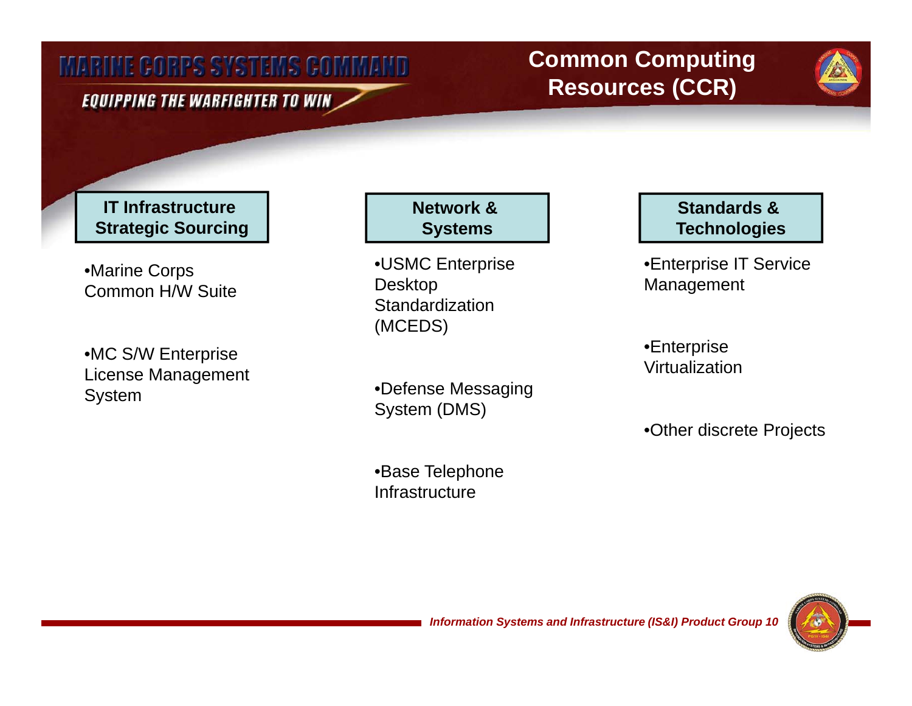# Common Computing Resources (CCR)

### IT Infrastructure Strategic Sourcing

- Marine Corps Common H/W Suite
- MC S/W Enterprise License Management System

### Network & Systems

- USMC Enterprise Desktop Standardization (MCEDS)
- Defense Messaging System (DMS)
- Base Telephone Infrastructure

### Standards & Technologies

- Enterprise IT Service Management
- Enterprise Virtualization
- Other discrete Projects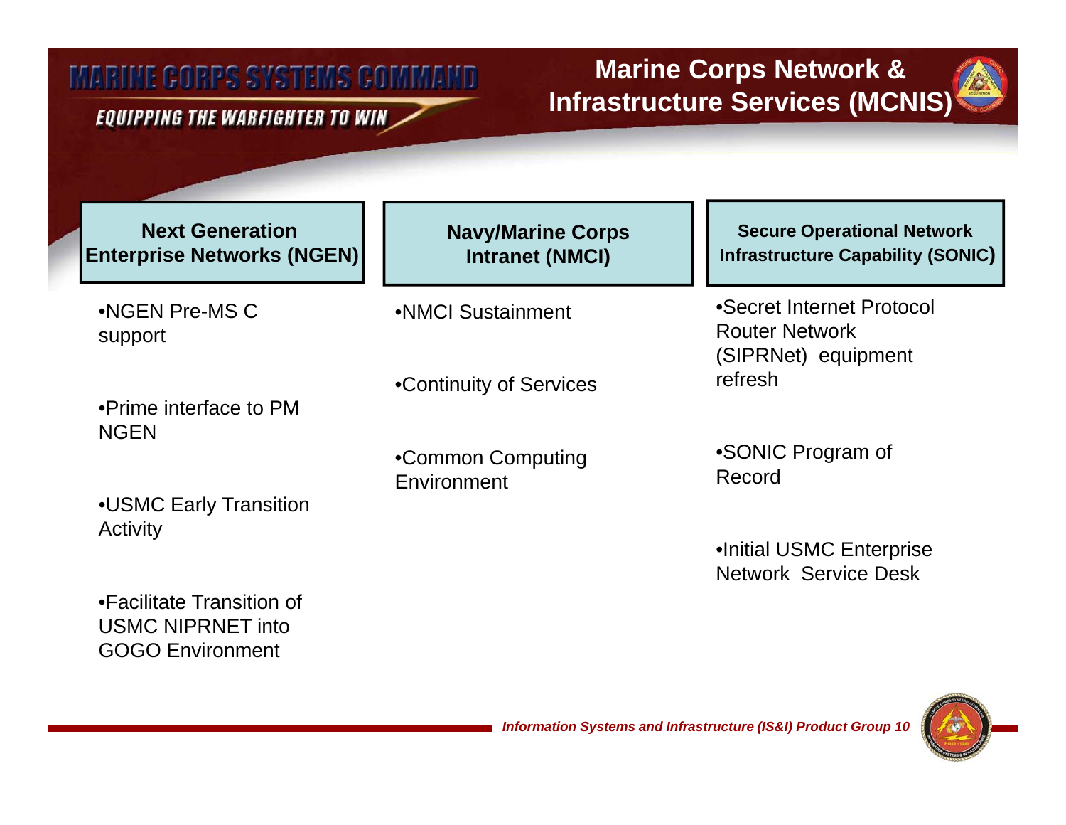# Marine Corps Network & Infrastructure Services (MCNIS)

## Next Generation Enterprise Networks (NGEN)

- NGEN Pre-MS C support
- Prime interface to PM NGEN
- USMC Early Transition Activity
- Facilitate Transition of USMC NIPRNET into GOGO Environment

## Navy/Marine Corps Intranet (NMCI)

- NMCI Sustainment
- Continuity of Services
- Common Computing Environment

## Secure Operational Network Infrastructure Capability (SONIC)

- Secret Internet Protocol Router Network (SIPRNet) equipment refresh
- SONIC Program of Record
- Initial USMC Enterprise Network Service Desk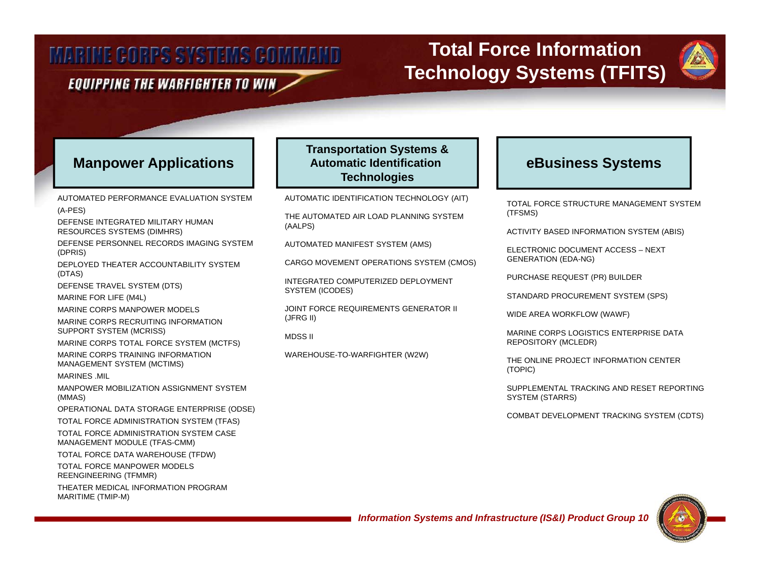# Total Force Information Technology Systems (TFITS)

MARINE CORPS SYSTEMS COMMAND

*EQUIPPING THE WARFIGHTER TO WIN*

## Manpower Applications

AUTOMATED PERFORMANCE EVALUATION SYSTEM (A-PES)

DEFENSE INTEGRATED MILITARY HUMAN RESOURCES SYSTEMS (DIMHRS)

DEFENSE PERSONNEL RECORDS IMAGING SYSTEM (DPRIS)

DEPLOYED THEATER ACCOUNTABILITY SYSTEM (DTAS)

DEFENSE TRAVEL SYSTEM (DTS)

MARINE FOR LIFE (M4L)

MARINE CORPS MANPOWER MODELS

MARINE CORPS RECRUITING INFORMATION SUPPORT SYSTEM (MCRISS)

MARINE CORPS TOTAL FORCE SYSTEM (MCTFS)

MARINE CORPS TRAINING INFORMATION MANAGEMENT SYSTEM (MCTIMS)

MARINES .MIL

MANPOWER MOBILIZATION ASSIGNMENT SYSTEM (MMAS)

OPERATIONAL DATA STORAGE ENTERPRISE (ODSE)

TOTAL FORCE ADMINISTRATION SYSTEM (TFAS)

TOTAL FORCE ADMINISTRATION SYSTEM CASE MANAGEMENT MODULE (TFAS-CMM)

TOTAL FORCE DATA WAREHOUSE (TFDW)

TOTAL FORCE MANPOWER MODELS REENGINEERING (TFMMR)

THEATER MEDICAL INFORMATION PROGRAM MARITIME (TMIP-M)

## Transportation Systems & Automatic Identification Technologies

AUTOMATIC IDENTIFICATION TECHNOLOGY (AIT)

THE AUTOMATED AIR LOAD PLANNING SYSTEM (AALPS)

AUTOMATED MANIFEST SYSTEM (AMS)

CARGO MOVEMENT OPERATIONS SYSTEM (CMOS)

INTEGRATED COMPUTERIZED DEPLOYMENT SYSTEM (ICODES)

JOINT FORCE REQUIREMENTS GENERATOR II (JFRG II)

MDSS II

WAREHOUSE-TO-WARFIGHTER (W2W)

## eBusiness Systems

TOTAL FORCE STRUCTURE MANAGEMENT SYSTEM (TFSMS)

ACTIVITY BASED INFORMATION SYSTEM (ABIS)

ELECTRONIC DOCUMENT ACCESS – NEXT GENERATION (EDA-NG)

PURCHASE REQUEST (PR) BUILDER

STANDARD PROCUREMENT SYSTEM (SPS)

WIDE AREA WORKFLOW (WAWF)

MARINE CORPS LOGISTICS ENTERPRISE DATA REPOSITORY (MCLEDR)

THE ONLINE PROJECT INFORMATION CENTER (TOPIC)

SUPPLEMENTAL TRACKING AND RESET REPORTING SYSTEM (STARRS)

COMBAT DEVELOPMENT TRACKING SYSTEM (CDTS)

*Information Systems and Infrastructure (IS&I) Product Group 10*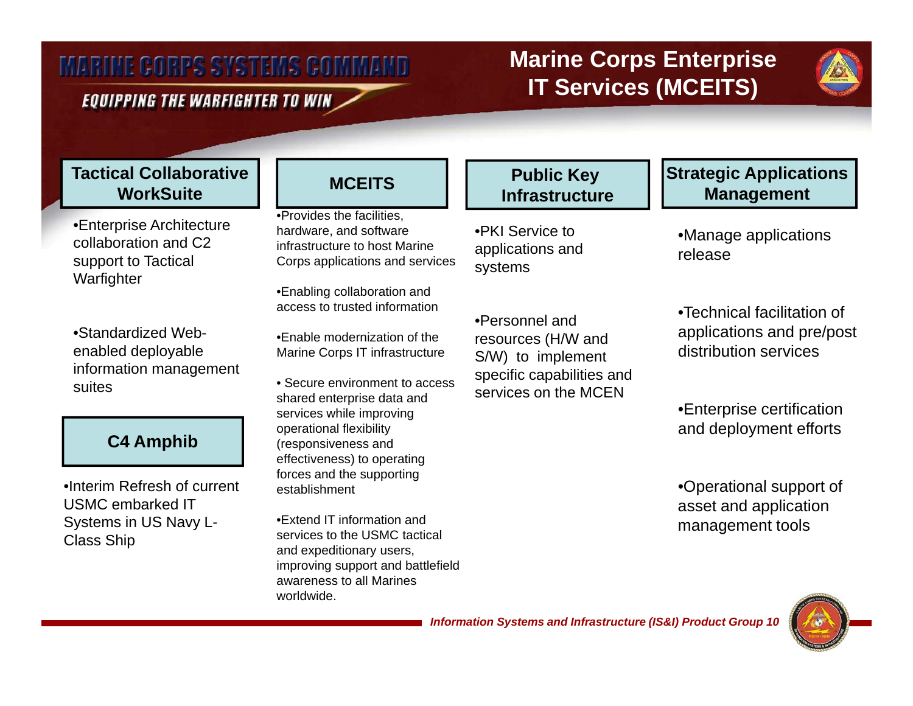# Marine Corps Enterprise IT Services (MCEITS)

## Tactical Collaborative WorkSuite

- Enterprise Architecture collaboration and C2 support to Tactical Warfighter
- Standardized Web-enabled deployable information management suites

## C4 Amphib

- Interim Refresh of current USMC embarked IT Systems in US Navy L-Class Ship

## MCEITS

- Provides the facilities, hardware, and software infrastructure to host Marine Corps applications and services
- Enabling collaboration and access to trusted information
- Enable modernization of the Marine Corps IT infrastructure
- Secure environment to access shared enterprise data and services while improving operational flexibility (responsiveness and effectiveness) to operating forces and the supporting establishment
- Extend IT information and services to the USMC tactical and expeditionary users, improving support and battlefield awareness to all Marines worldwide.

## Public Key Infrastructure

- PKI Service to applications and systems
- Personnel and resources (H/W and S/W) to implement specific capabilities and services on the MCEN

## Strategic Applications Management

- Manage applications release
- Technical facilitation of applications and pre/post distribution services
- Enterprise certification and deployment efforts
- Operational support of asset and application management tools

*Information Systems and Infrastructure (IS&I) Product Group 10*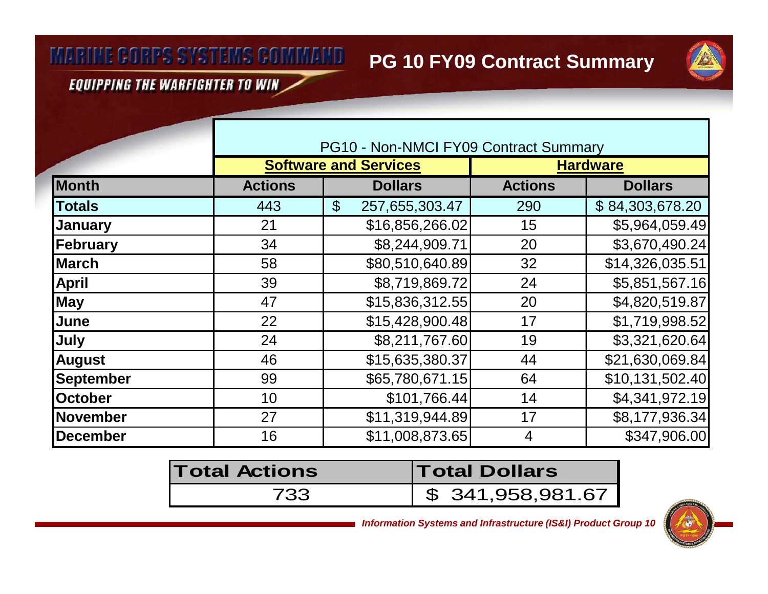# PG 10 FY09 Contract Summary

| PG10 - Non-NMCI FY09 Contract Summary | | | | |
|---|---|---|---|---|
| | **Software and Services** | | **Hardware** | |
| **Month** | **Actions** | **Dollars** | **Actions** | **Dollars** |
| **Totals** | 443 | $ 257,655,303.47 | 290 | $ 84,303,678.20 |
| **January** | 21 | $16,856,266.02 | 15 | $5,964,059.49 |
| **February** | 34 | $8,244,909.71 | 20 | $3,670,490.24 |
| **March** | 58 | $80,510,640.89 | 32 | $14,326,035.51 |
| **April** | 39 | $8,719,869.72 | 24 | $5,851,567.16 |
| **May** | 47 | $15,836,312.55 | 20 | $4,820,519.87 |
| **June** | 22 | $15,428,900.48 | 17 | $1,719,998.52 |
| **July** | 24 | $8,211,767.60 | 19 | $3,321,620.64 |
| **August** | 46 | $15,635,380.37 | 44 | $21,630,069.84 |
| **September** | 99 | $65,780,671.15 | 64 | $10,131,502.40 |
| **October** | 10 | $101,766.44 | 14 | $4,341,972.19 |
| **November** | 27 | $11,319,944.89 | 17 | $8,177,936.34 |
| **December** | 16 | $11,008,873.65 | 4 | $347,906.00 |

| **Total Actions** | **Total Dollars** |
|---|---|
| 733 | $ 341,958,981.67 |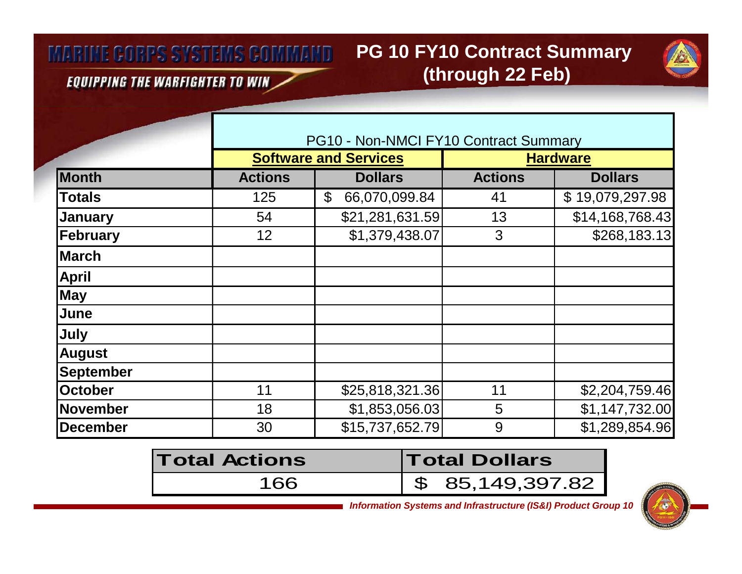# PG 10 FY10 Contract Summary (through 22 Feb)

| PG10 - Non-NMCI FY10 Contract Summary | | | | |
|---|---|---|---|---|
| | **Software and Services** | | **Hardware** | |
| **Month** | **Actions** | **Dollars** | **Actions** | **Dollars** |
| **Totals** | 125 | $ 66,070,099.84 | 41 | $ 19,079,297.98 |
| **January** | 54 | $21,281,631.59 | 13 | $14,168,768.43 |
| **February** | 12 | $1,379,438.07 | 3 | $268,183.13 |
| **March** | | | | |
| **April** | | | | |
| **May** | | | | |
| **June** | | | | |
| **July** | | | | |
| **August** | | | | |
| **September** | | | | |
| **October** | 11 | $25,818,321.36 | 11 | $2,204,759.46 |
| **November** | 18 | $1,853,056.03 | 5 | $1,147,732.00 |
| **December** | 30 | $15,737,652.79 | 9 | $1,289,854.96 |

| Total Actions | Total Dollars |
|---|---|
| 166 | $ 85,149,397.82 |

*Information Systems and Infrastructure (IS&I) Product Group 10*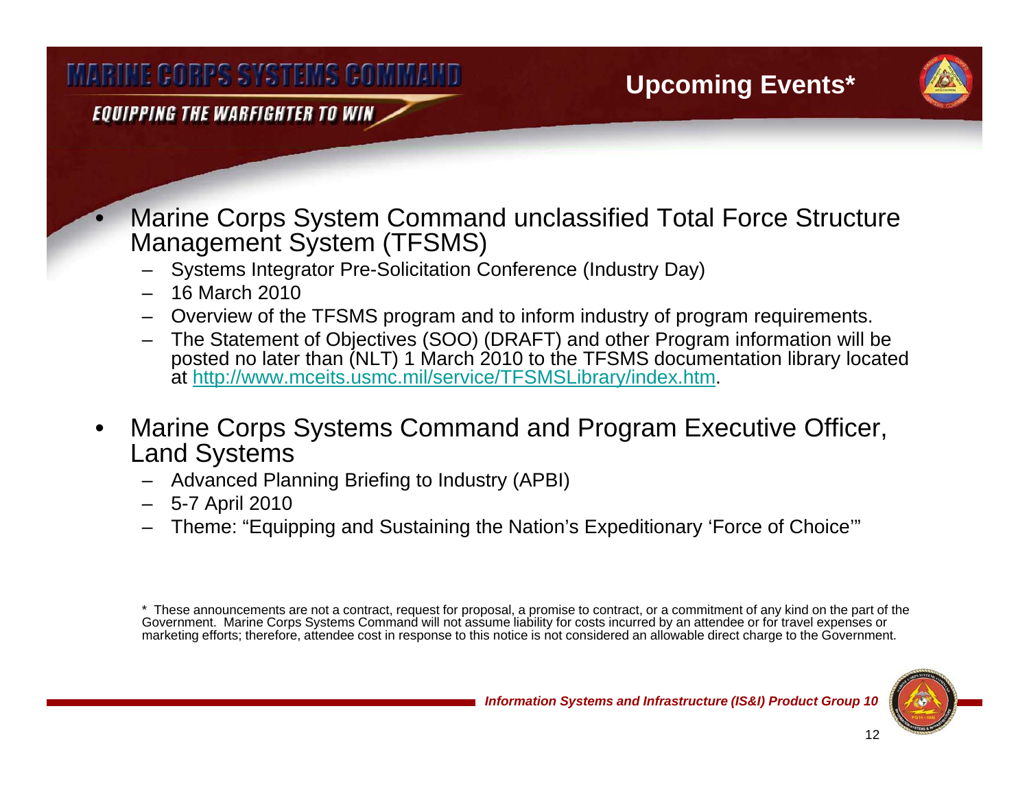# Upcoming Events*

- Marine Corps System Command unclassified Total Force Structure Management System (TFSMS)
  - Systems Integrator Pre-Solicitation Conference (Industry Day)
  - 16 March 2010
  - Overview of the TFSMS program and to inform industry of program requirements.
  - The Statement of Objectives (SOO) (DRAFT) and other Program information will be posted no later than (NLT) 1 March 2010 to the TFSMS documentation library located at http://www.mceits.usmc.mil/service/TFSMSLibrary/index.htm.

- Marine Corps Systems Command and Program Executive Officer, Land Systems
  - Advanced Planning Briefing to Industry (APBI)
  - 5-7 April 2010
  - Theme: "Equipping and Sustaining the Nation's Expeditionary 'Force of Choice'"

* These announcements are not a contract, request for proposal, a promise to contract, or a commitment of any kind on the part of the Government. Marine Corps Systems Command will not assume liability for costs incurred by an attendee or for travel expenses or marketing efforts; therefore, attendee cost in response to this notice is not considered an allowable direct charge to the Government.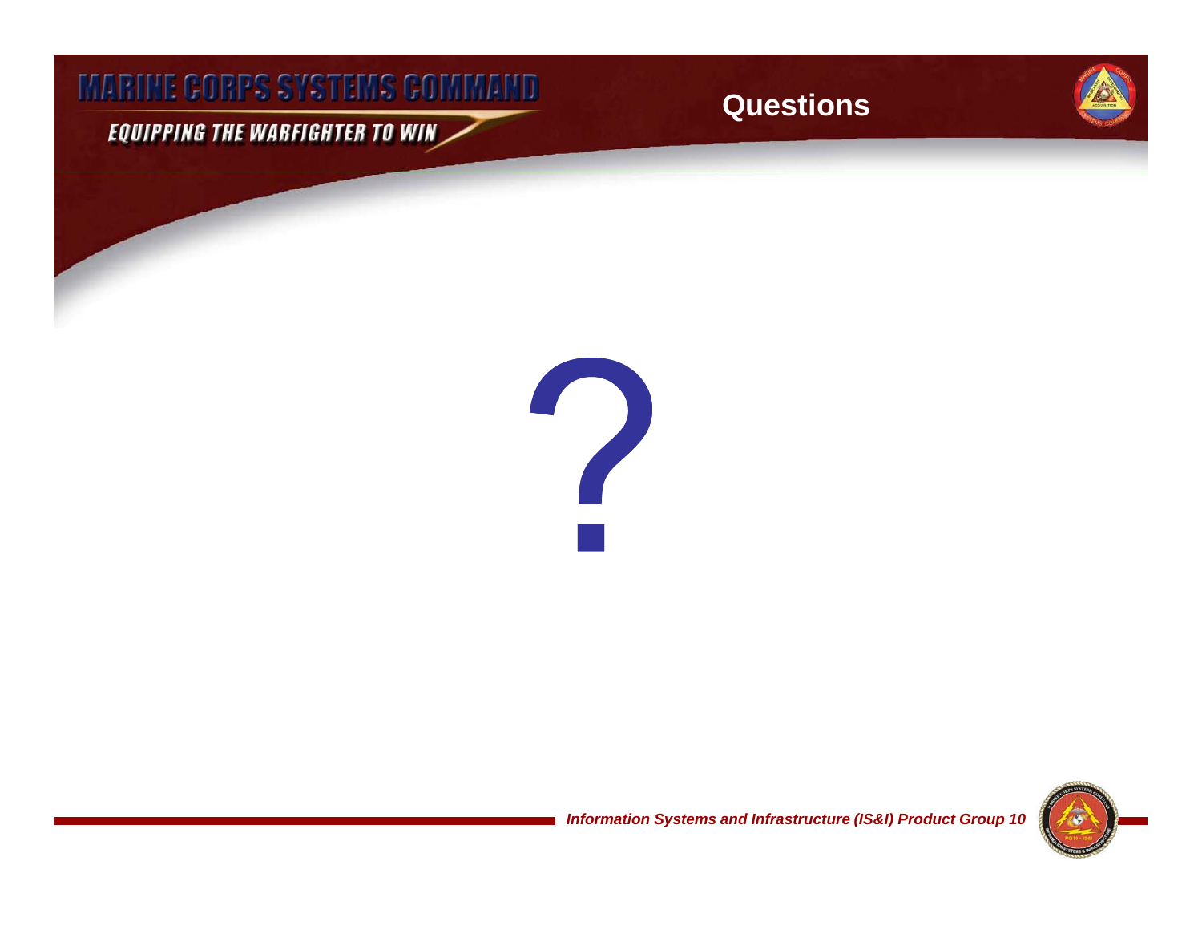# Questions

?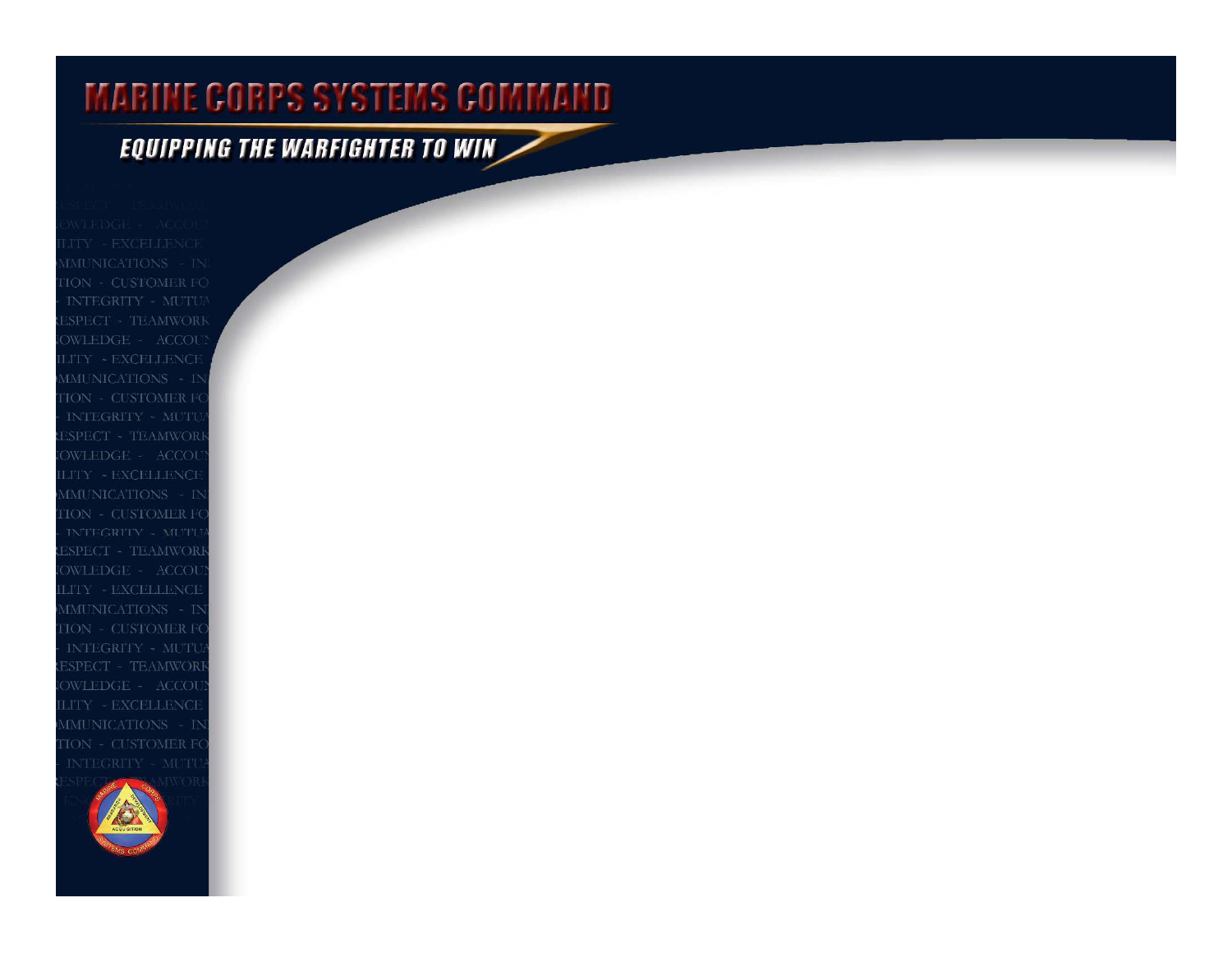# MARINE CORPS SYSTEMS COMMAND

*EQUIPPING THE WARFIGHTER TO WIN*